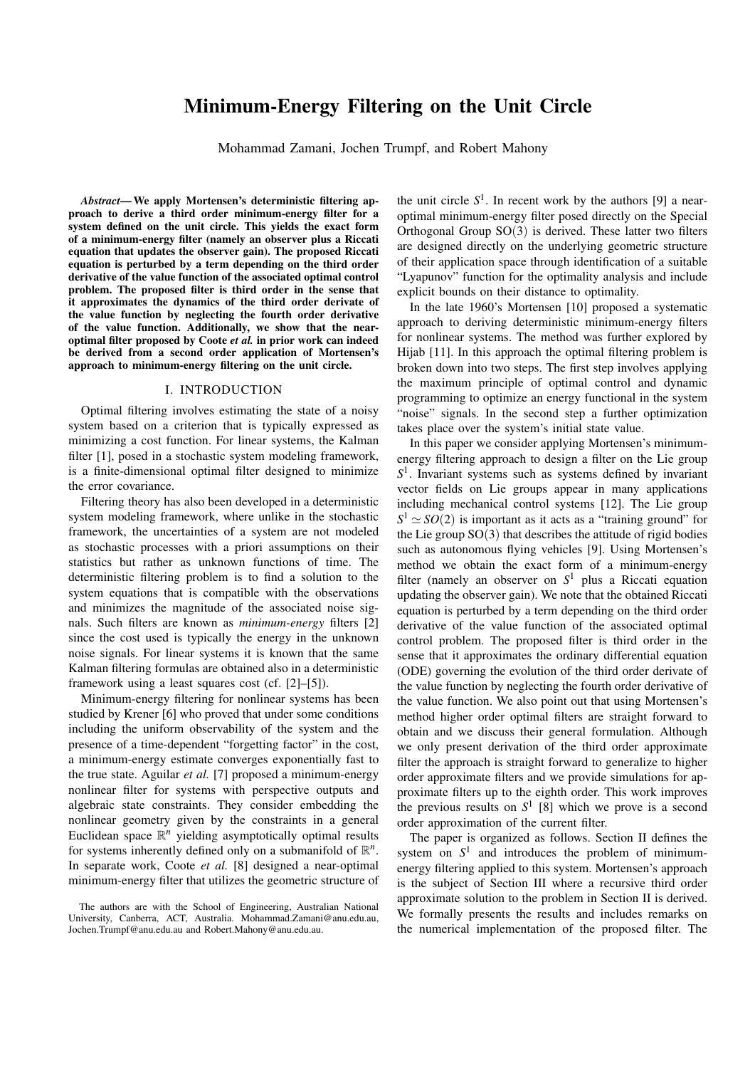# Minimum-Energy Filtering on the Unit Circle

Mohammad Zamani, Jochen Trumpf, and Robert Mahony

***Abstract*— We apply Mortensen's deterministic filtering approach to derive a third order minimum-energy filter for a system defined on the unit circle. This yields the exact form of a minimum-energy filter (namely an observer plus a Riccati equation that updates the observer gain). The proposed Riccati equation is perturbed by a term depending on the third order derivative of the value function of the associated optimal control problem. The proposed filter is third order in the sense that it approximates the dynamics of the third order derivate of the value function by neglecting the fourth order derivative of the value function. Additionally, we show that the near-optimal filter proposed by Coote *et al.* in prior work can indeed be derived from a second order application of Mortensen's approach to minimum-energy filtering on the unit circle.**

## I. INTRODUCTION

Optimal filtering involves estimating the state of a noisy system based on a criterion that is typically expressed as minimizing a cost function. For linear systems, the Kalman filter [1], posed in a stochastic system modeling framework, is a finite-dimensional optimal filter designed to minimize the error covariance.

Filtering theory has also been developed in a deterministic system modeling framework, where unlike in the stochastic framework, the uncertainties of a system are not modeled as stochastic processes with a priori assumptions on their statistics but rather as unknown functions of time. The deterministic filtering problem is to find a solution to the system equations that is compatible with the observations and minimizes the magnitude of the associated noise signals. Such filters are known as *minimum-energy* filters [2] since the cost used is typically the energy in the unknown noise signals. For linear systems it is known that the same Kalman filtering formulas are obtained also in a deterministic framework using a least squares cost (cf. [2]–[5]).

Minimum-energy filtering for nonlinear systems has been studied by Krener [6] who proved that under some conditions including the uniform observability of the system and the presence of a time-dependent "forgetting factor" in the cost, a minimum-energy estimate converges exponentially fast to the true state. Aguilar *et al.* [7] proposed a minimum-energy nonlinear filter for systems with perspective outputs and algebraic state constraints. They consider embedding the nonlinear geometry given by the constraints in a general Euclidean space $\mathbb{R}^n$ yielding asymptotically optimal results for systems inherently defined only on a submanifold of $\mathbb{R}^n$. In separate work, Coote *et al.* [8] designed a near-optimal minimum-energy filter that utilizes the geometric structure of the unit circle $S^1$. In recent work by the authors [9] a near-optimal minimum-energy filter posed directly on the Special Orthogonal Group SO(3) is derived. These latter two filters are designed directly on the underlying geometric structure of their application space through identification of a suitable "Lyapunov" function for the optimality analysis and include explicit bounds on their distance to optimality.

In the late 1960's Mortensen [10] proposed a systematic approach to deriving deterministic minimum-energy filters for nonlinear systems. The method was further explored by Hijab [11]. In this approach the optimal filtering problem is broken down into two steps. The first step involves applying the maximum principle of optimal control and dynamic programming to optimize an energy functional in the system "noise" signals. In the second step a further optimization takes place over the system's initial state value.

In this paper we consider applying Mortensen's minimum-energy filtering approach to design a filter on the Lie group $S^1$. Invariant systems such as systems defined by invariant vector fields on Lie groups appear in many applications including mechanical control systems [12]. The Lie group $S^1 \simeq SO(2)$ is important as it acts as a "training ground" for the Lie group SO(3) that describes the attitude of rigid bodies such as autonomous flying vehicles [9]. Using Mortensen's method we obtain the exact form of a minimum-energy filter (namely an observer on $S^1$ plus a Riccati equation updating the observer gain). We note that the obtained Riccati equation is perturbed by a term depending on the third order derivative of the value function of the associated optimal control problem. The proposed filter is third order in the sense that it approximates the ordinary differential equation (ODE) governing the evolution of the third order derivate of the value function by neglecting the fourth order derivative of the value function. We also point out that using Mortensen's method higher order optimal filters are straight forward to obtain and we discuss their general formulation. Although we only present derivation of the third order approximate filter the approach is straight forward to generalize to higher order approximate filters and we provide simulations for approximate filters up to the eighth order. This work improves the previous results on $S^1$ [8] which we prove is a second order approximation of the current filter.

The paper is organized as follows. Section II defines the system on $S^1$ and introduces the problem of minimum-energy filtering applied to this system. Mortensen's approach is the subject of Section III where a recursive third order approximate solution to the problem in Section II is derived. We formally presents the results and includes remarks on the numerical implementation of the proposed filter. The

The authors are with the School of Engineering, Australian National University, Canberra, ACT, Australia. Mohammad.Zamani@anu.edu.au, Jochen.Trumpf@anu.edu.au and Robert.Mahony@anu.edu.au.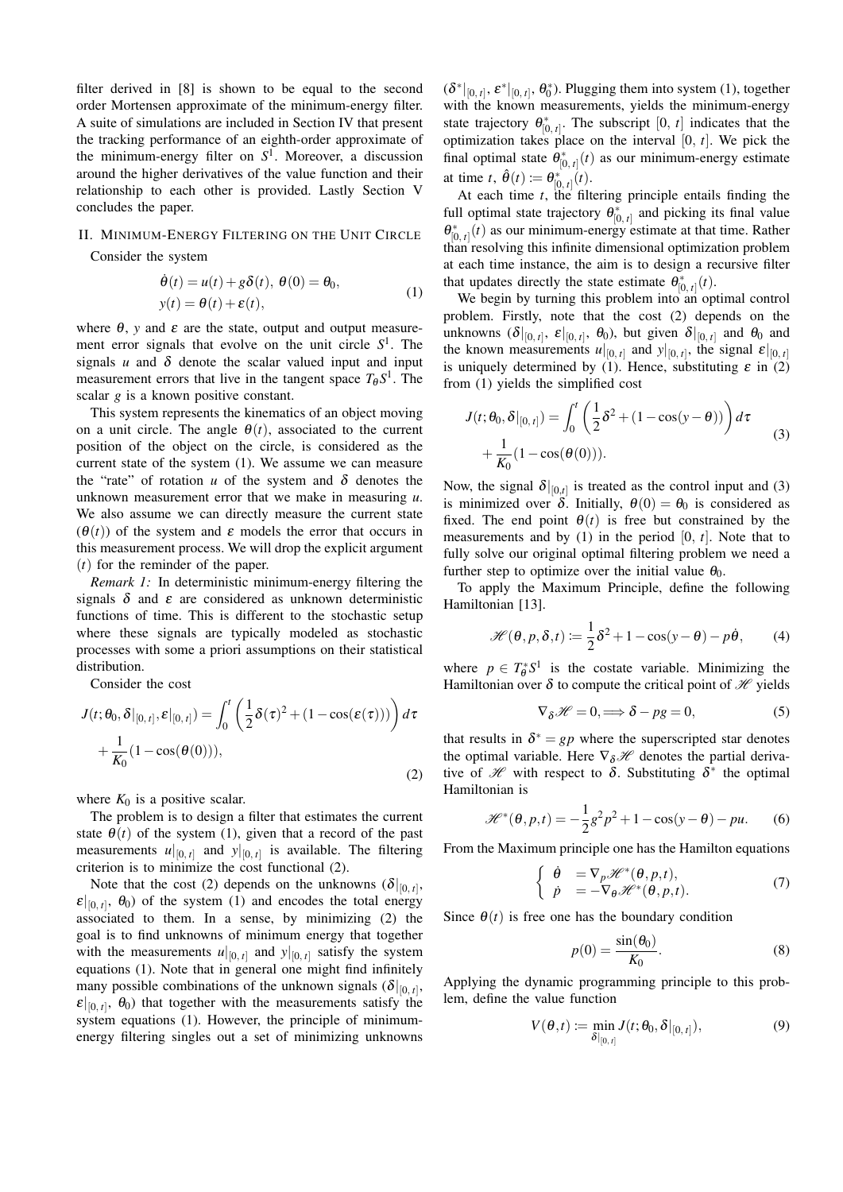filter derived in [8] is shown to be equal to the second order Mortensen approximate of the minimum-energy filter. A suite of simulations are included in Section IV that present the tracking performance of an eighth-order approximate of the minimum-energy filter on $S^1$. Moreover, a discussion around the higher derivatives of the value function and their relationship to each other is provided. Lastly Section V concludes the paper.

## II. Minimum-Energy Filtering on the Unit Circle

Consider the system

$$
\begin{aligned}
\dot{\theta}(t) &= u(t) + g\delta(t),\ \theta(0) = \theta_0, \\
y(t) &= \theta(t) + \varepsilon(t),
\end{aligned}
\tag{1}
$$

where $\theta$, $y$ and $\varepsilon$ are the state, output and output measurement error signals that evolve on the unit circle $S^1$. The signals $u$ and $\delta$ denote the scalar valued input and input measurement errors that live in the tangent space $T_\theta S^1$. The scalar $g$ is a known positive constant.

This system represents the kinematics of an object moving on a unit circle. The angle $\theta(t)$, associated to the current position of the object on the circle, is considered as the current state of the system (1). We assume we can measure the "rate" of rotation $u$ of the system and $\delta$ denotes the unknown measurement error that we make in measuring $u$. We also assume we can directly measure the current state $(\theta(t))$ of the system and $\varepsilon$ models the error that occurs in this measurement process. We will drop the explicit argument $(t)$ for the reminder of the paper.

*Remark 1:* In deterministic minimum-energy filtering the signals $\delta$ and $\varepsilon$ are considered as unknown deterministic functions of time. This is different to the stochastic setup where these signals are typically modeled as stochastic processes with some a priori assumptions on their statistical distribution.

Consider the cost

$$
J(t;\theta_0,\delta|_{[0,\,t]},\varepsilon|_{[0,\,t]}) = \int_0^t \left(\frac{1}{2}\delta(\tau)^2 + (1-\cos(\varepsilon(\tau)))\right)d\tau + \frac{1}{K_0}(1-\cos(\theta(0))),
\tag{2}
$$

where $K_0$ is a positive scalar.

The problem is to design a filter that estimates the current state $\theta(t)$ of the system (1), given that a record of the past measurements $u|_{[0,\,t]}$ and $y|_{[0,\,t]}$ is available. The filtering criterion is to minimize the cost functional (2).

Note that the cost (2) depends on the unknowns ($\delta|_{[0,\,t]}$, $\varepsilon|_{[0,\,t]}$, $\theta_0$) of the system (1) and encodes the total energy associated to them. In a sense, by minimizing (2) the goal is to find unknowns of minimum energy that together with the measurements $u|_{[0,\,t]}$ and $y|_{[0,\,t]}$ satisfy the system equations (1). Note that in general one might find infinitely many possible combinations of the unknown signals ($\delta|_{[0,\,t]}$, $\varepsilon|_{[0,\,t]}$, $\theta_0$) that together with the measurements satisfy the system equations (1). However, the principle of minimum-energy filtering singles out a set of minimizing unknowns ($\delta^*|_{[0,\,t]}$, $\varepsilon^*|_{[0,\,t]}$, $\theta_0^*$). Plugging them into system (1), together with the known measurements, yields the minimum-energy state trajectory $\theta^*_{[0,\,t]}$. The subscript $[0,\,t]$ indicates that the optimization takes place on the interval $[0,\,t]$. We pick the final optimal state $\theta^*_{[0,\,t]}(t)$ as our minimum-energy estimate at time $t$, $\hat{\theta}(t) := \theta^*_{[0,\,t]}(t)$.

At each time $t$, the filtering principle entails finding the full optimal state trajectory $\theta^*_{[0,\,t]}$ and picking its final value $\theta^*_{[0,\,t]}(t)$ as our minimum-energy estimate at that time. Rather than resolving this infinite dimensional optimization problem at each time instance, the aim is to design a recursive filter that updates directly the state estimate $\theta^*_{[0,\,t]}(t)$.

We begin by turning this problem into an optimal control problem. Firstly, note that the cost (2) depends on the unknowns ($\delta|_{[0,\,t]}$, $\varepsilon|_{[0,\,t]}$, $\theta_0$), but given $\delta|_{[0,\,t]}$ and $\theta_0$ and the known measurements $u|_{[0,\,t]}$ and $y|_{[0,\,t]}$, the signal $\varepsilon|_{[0,\,t]}$ is uniquely determined by (1). Hence, substituting $\varepsilon$ in (2) from (1) yields the simplified cost

$$
J(t;\theta_0,\delta|_{[0,\,t]}) = \int_0^t \left(\frac{1}{2}\delta^2 + (1-\cos(y-\theta))\right)d\tau + \frac{1}{K_0}(1-\cos(\theta(0))).
\tag{3}
$$

Now, the signal $\delta|_{[0,t]}$ is treated as the control input and (3) is minimized over $\delta$. Initially, $\theta(0) = \theta_0$ is considered as fixed. The end point $\theta(t)$ is free but constrained by the measurements and by (1) in the period $[0,\,t]$. Note that to fully solve our original optimal filtering problem we need a further step to optimize over the initial value $\theta_0$.

To apply the Maximum Principle, define the following Hamiltonian [13].

$$
\mathscr{H}(\theta,p,\delta,t) := \frac{1}{2}\delta^2 + 1 - \cos(y-\theta) - p\dot{\theta},
\tag{4}
$$

where $p \in T^*_\theta S^1$ is the costate variable. Minimizing the Hamiltonian over $\delta$ to compute the critical point of $\mathscr{H}$ yields

$$
\nabla_\delta \mathscr{H} = 0, \Longrightarrow \delta - pg = 0,
\tag{5}
$$

that results in $\delta^* = gp$ where the superscripted star denotes the optimal variable. Here $\nabla_\delta \mathscr{H}$ denotes the partial derivative of $\mathscr{H}$ with respect to $\delta$. Substituting $\delta^*$ the optimal Hamiltonian is

$$
\mathscr{H}^*(\theta,p,t) = -\frac{1}{2}g^2p^2 + 1 - \cos(y-\theta) - pu.
\tag{6}
$$

From the Maximum principle one has the Hamilton equations

$$
\left\{
\begin{array}{ll}
\dot{\theta} &= \nabla_p \mathscr{H}^*(\theta,p,t), \\
\dot{p} &= -\nabla_\theta \mathscr{H}^*(\theta,p,t).
\end{array}
\right.
\tag{7}
$$

Since $\theta(t)$ is free one has the boundary condition

$$
p(0) = \frac{\sin(\theta_0)}{K_0}.
\tag{8}
$$

Applying the dynamic programming principle to this problem, define the value function

$$
V(\theta,t) := \min_{\delta|_{[0,\,t]}} J(t;\theta_0,\delta|_{[0,\,t]}),
\tag{9}
$$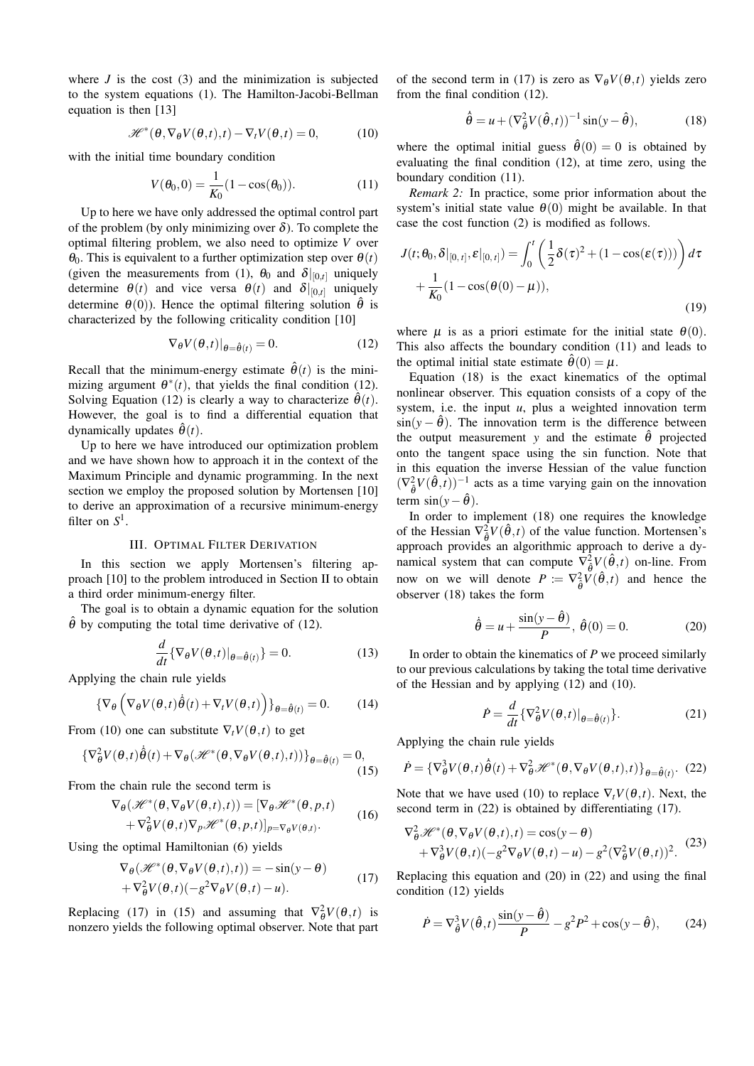where $J$ is the cost (3) and the minimization is subjected to the system equations (1). The Hamilton-Jacobi-Bellman equation is then [13]

$$\mathscr{H}^*(\theta, \nabla_\theta V(\theta,t), t) - \nabla_t V(\theta,t) = 0, \tag{10}$$

with the initial time boundary condition

$$V(\theta_0, 0) = \frac{1}{K_0}(1 - \cos(\theta_0)). \tag{11}$$

Up to here we have only addressed the optimal control part of the problem (by only minimizing over $\delta$). To complete the optimal filtering problem, we also need to optimize $V$ over $\theta_0$. This is equivalent to a further optimization step over $\theta(t)$ (given the measurements from (1), $\theta_0$ and $\delta|_{[0,t]}$ uniquely determine $\theta(t)$ and vice versa $\theta(t)$ and $\delta|_{[0,t]}$ uniquely determine $\theta(0)$). Hence the optimal filtering solution $\hat{\theta}$ is characterized by the following criticality condition [10]

$$\nabla_\theta V(\theta,t)|_{\theta=\hat{\theta}(t)} = 0. \tag{12}$$

Recall that the minimum-energy estimate $\hat{\theta}(t)$ is the minimizing argument $\theta^*(t)$, that yields the final condition (12). Solving Equation (12) is clearly a way to characterize $\hat{\theta}(t)$. However, the goal is to find a differential equation that dynamically updates $\hat{\theta}(t)$.

Up to here we have introduced our optimization problem and we have shown how to approach it in the context of the Maximum Principle and dynamic programming. In the next section we employ the proposed solution by Mortensen [10] to derive an approximation of a recursive minimum-energy filter on $S^1$.

## III. Optimal Filter Derivation

In this section we apply Mortensen's filtering approach [10] to the problem introduced in Section II to obtain a third order minimum-energy filter.

The goal is to obtain a dynamic equation for the solution $\hat{\theta}$ by computing the total time derivative of (12).

$$\frac{d}{dt}\{\nabla_\theta V(\theta,t)|_{\theta=\hat{\theta}(t)}\} = 0. \tag{13}$$

Applying the chain rule yields

$$\{\nabla_\theta \left(\nabla_\theta V(\theta,t)\dot{\hat{\theta}}(t) + \nabla_t V(\theta,t)\right)\}_{\theta=\hat{\theta}(t)} = 0. \tag{14}$$

From (10) one can substitute $\nabla_t V(\theta,t)$ to get

$$\{\nabla^2_\theta V(\theta,t)\dot{\hat{\theta}}(t) + \nabla_\theta(\mathscr{H}^*(\theta, \nabla_\theta V(\theta,t),t))\}_{\theta=\hat{\theta}(t)} = 0, \tag{15}$$

From the chain rule the second term is

$$\begin{aligned}\nabla_\theta(\mathscr{H}^*(\theta, \nabla_\theta V(\theta,t),t)) = [&\nabla_\theta \mathscr{H}^*(\theta,p,t) \\ &+ \nabla^2_\theta V(\theta,t)\nabla_p \mathscr{H}^*(\theta,p,t)]_{p=\nabla_\theta V(\theta,t)}.\end{aligned} \tag{16}$$

Using the optimal Hamiltonian (6) yields

$$\begin{aligned}\nabla_\theta(\mathscr{H}^*(\theta, \nabla_\theta V(\theta,t),t)) &= -\sin(y-\theta) \\ &+ \nabla^2_\theta V(\theta,t)(-g^2\nabla_\theta V(\theta,t) - u).\end{aligned} \tag{17}$$

Replacing (17) in (15) and assuming that $\nabla^2_\theta V(\theta,t)$ is nonzero yields the following optimal observer. Note that part of the second term in (17) is zero as $\nabla_\theta V(\theta,t)$ yields zero from the final condition (12).

$$\dot{\hat{\theta}} = u + (\nabla^2_{\hat{\theta}} V(\hat{\theta},t))^{-1}\sin(y-\hat{\theta}), \tag{18}$$

where the optimal initial guess $\hat{\theta}(0) = 0$ is obtained by evaluating the final condition (12), at time zero, using the boundary condition (11).

*Remark 2:* In practice, some prior information about the system's initial state value $\theta(0)$ might be available. In that case the cost function (2) is modified as follows.

$$\begin{aligned}J(t;\theta_0, \delta|_{[0,t]}, \varepsilon|_{[0,t]}) &= \int_0^t \left(\frac{1}{2}\delta(\tau)^2 + (1-\cos(\varepsilon(\tau)))\right)d\tau \\ &+ \frac{1}{K_0}(1-\cos(\theta(0)-\mu)),\end{aligned} \tag{19}$$

where $\mu$ is as a priori estimate for the initial state $\theta(0)$. This also affects the boundary condition (11) and leads to the optimal initial state estimate $\hat{\theta}(0) = \mu$.

Equation (18) is the exact kinematics of the optimal nonlinear observer. This equation consists of a copy of the system, i.e. the input $u$, plus a weighted innovation term $\sin(y-\hat{\theta})$. The innovation term is the difference between the output measurement $y$ and the estimate $\hat{\theta}$ projected onto the tangent space using the sin function. Note that in this equation the inverse Hessian of the value function $(\nabla^2_{\hat{\theta}} V(\hat{\theta},t))^{-1}$ acts as a time varying gain on the innovation term $\sin(y-\hat{\theta})$.

In order to implement (18) one requires the knowledge of the Hessian $\nabla^2_{\hat{\theta}} V(\hat{\theta},t)$ of the value function. Mortensen's approach provides an algorithmic approach to derive a dynamical system that can compute $\nabla^2_{\hat{\theta}} V(\hat{\theta},t)$ on-line. From now on we will denote $P := \nabla^2_{\hat{\theta}} V(\hat{\theta},t)$ and hence the observer (18) takes the form

$$\dot{\hat{\theta}} = u + \frac{\sin(y-\hat{\theta})}{P}, \; \hat{\theta}(0) = 0. \tag{20}$$

In order to obtain the kinematics of $P$ we proceed similarly to our previous calculations by taking the total time derivative of the Hessian and by applying (12) and (10).

$$\dot{P} = \frac{d}{dt}\{\nabla^2_\theta V(\theta,t)|_{\theta=\hat{\theta}(t)}\}. \tag{21}$$

Applying the chain rule yields

$$\dot{P} = \{\nabla^3_\theta V(\theta,t)\dot{\hat{\theta}}(t) + \nabla^2_\theta \mathscr{H}^*(\theta, \nabla_\theta V(\theta,t),t)\}_{\theta=\hat{\theta}(t)}. \tag{22}$$

Note that we have used (10) to replace $\nabla_t V(\theta,t)$. Next, the second term in (22) is obtained by differentiating (17).

$$\begin{aligned}\nabla^2_\theta \mathscr{H}^*(\theta, \nabla_\theta V(\theta,t),t) &= \cos(y-\theta) \\ &+ \nabla^3_\theta V(\theta,t)(-g^2\nabla_\theta V(\theta,t) - u) - g^2(\nabla^2_\theta V(\theta,t))^2.\end{aligned} \tag{23}$$

Replacing this equation and (20) in (22) and using the final condition (12) yields

$$\dot{P} = \nabla^3_{\hat{\theta}} V(\hat{\theta},t)\frac{\sin(y-\hat{\theta})}{P} - g^2P^2 + \cos(y-\hat{\theta}), \tag{24}$$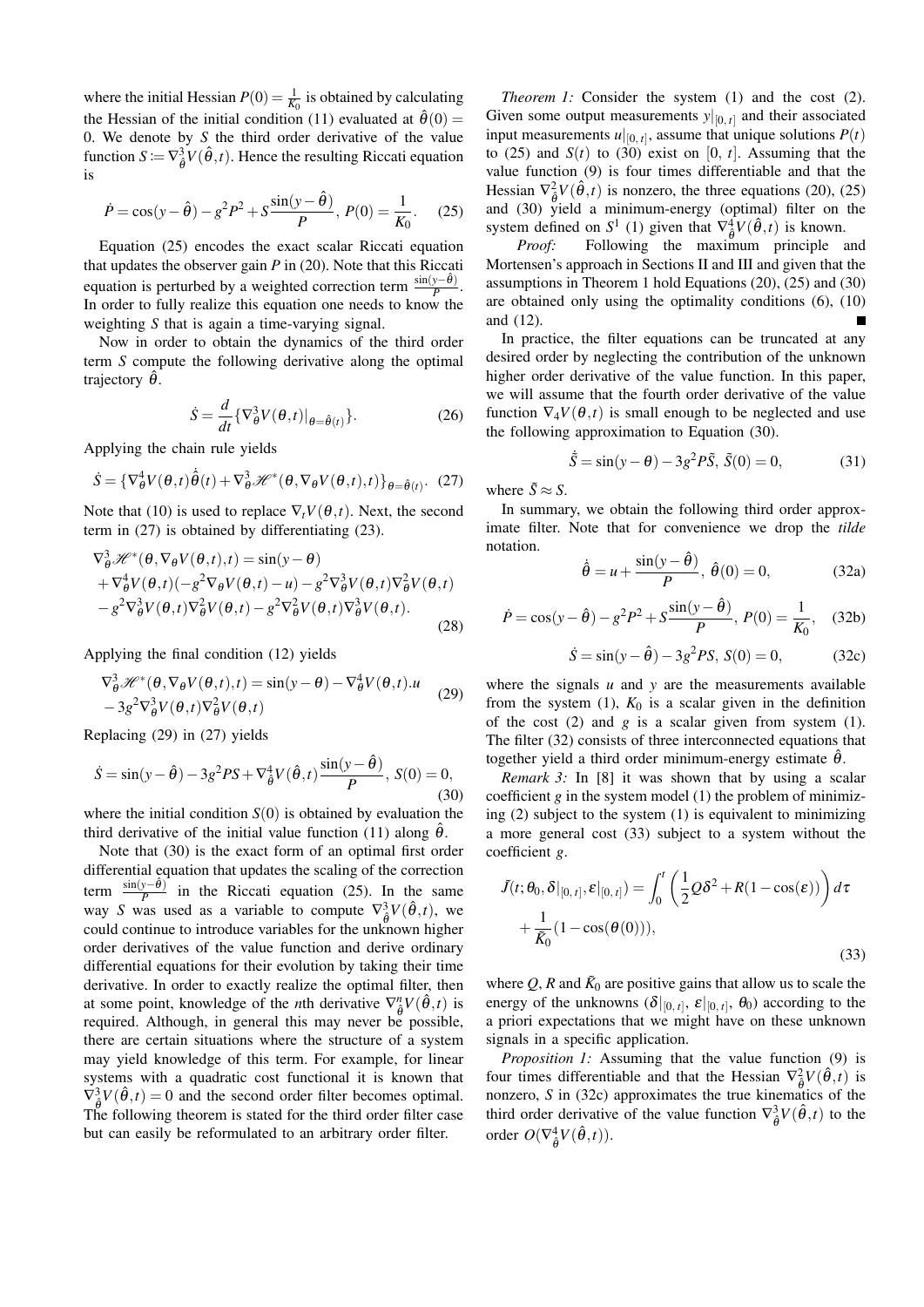where the initial Hessian $P(0) = \frac{1}{K_0}$ is obtained by calculating the Hessian of the initial condition (11) evaluated at $\hat{\theta}(0) = 0$. We denote by $S$ the third order derivative of the value function $S := \nabla^3_{\hat{\theta}} V(\hat{\theta},t)$. Hence the resulting Riccati equation is

$$\dot{P} = \cos(y - \hat{\theta}) - g^2 P^2 + S \frac{\sin(y-\hat{\theta})}{P},\ P(0) = \frac{1}{K_0}. \quad (25)$$

Equation (25) encodes the exact scalar Riccati equation that updates the observer gain $P$ in (20). Note that this Riccati equation is perturbed by a weighted correction term $\frac{\sin(y-\hat{\theta})}{P}$. In order to fully realize this equation one needs to know the weighting $S$ that is again a time-varying signal.

Now in order to obtain the dynamics of the third order term $S$ compute the following derivative along the optimal trajectory $\hat{\theta}$.

$$\dot{S} = \frac{d}{dt}\{\nabla^3_\theta V(\theta,t)|_{\theta=\hat{\theta}(t)}\}. \quad (26)$$

Applying the chain rule yields

$$\dot{S} = \{\nabla^4_\theta V(\theta,t)\dot{\hat{\theta}}(t) + \nabla^3_\theta \mathscr{H}^*(\theta, \nabla_\theta V(\theta,t),t)\}_{\theta=\hat{\theta}(t)}. \quad (27)$$

Note that (10) is used to replace $\nabla_t V(\theta,t)$. Next, the second term in (27) is obtained by differentiating (23).

$$\begin{aligned}
&\nabla^3_\theta \mathscr{H}^*(\theta, \nabla_\theta V(\theta,t),t) = \sin(y-\theta) \\
&+ \nabla^4_\theta V(\theta,t)(-g^2 \nabla_\theta V(\theta,t) - u) - g^2 \nabla^3_\theta V(\theta,t) \nabla^2_\theta V(\theta,t) \\
&- g^2 \nabla^3_\theta V(\theta,t) \nabla^2_\theta V(\theta,t) - g^2 \nabla^2_\theta V(\theta,t) \nabla^3_\theta V(\theta,t).
\end{aligned} \quad (28)$$

Applying the final condition (12) yields

$$\begin{aligned}
&\nabla^3_\theta \mathscr{H}^*(\theta, \nabla_\theta V(\theta,t),t) = \sin(y-\theta) - \nabla^4_\theta V(\theta,t).u \\
&- 3g^2 \nabla^3_\theta V(\theta,t) \nabla^2_\theta V(\theta,t)
\end{aligned} \quad (29)$$

Replacing (29) in (27) yields

$$\dot{S} = \sin(y-\hat{\theta}) - 3g^2 PS + \nabla^4_{\hat{\theta}} V(\hat{\theta},t)\frac{\sin(y-\hat{\theta})}{P},\ S(0) = 0, \quad (30)$$

where the initial condition $S(0)$ is obtained by evaluation the third derivative of the initial value function (11) along $\hat{\theta}$.

Note that (30) is the exact form of an optimal first order differential equation that updates the scaling of the correction term $\frac{\sin(y-\hat{\theta})}{P}$ in the Riccati equation (25). In the same way $S$ was used as a variable to compute $\nabla^3_{\hat{\theta}} V(\hat{\theta},t)$, we could continue to introduce variables for the unknown higher order derivatives of the value function and derive ordinary differential equations for their evolution by taking their time derivative. In order to exactly realize the optimal filter, then at some point, knowledge of the $n$th derivative $\nabla^n_{\hat{\theta}} V(\hat{\theta},t)$ is required. Although, in general this may never be possible, there are certain situations where the structure of a system may yield knowledge of this term. For example, for linear systems with a quadratic cost functional it is known that $\nabla^3_{\hat{\theta}} V(\hat{\theta},t) = 0$ and the second order filter becomes optimal. The following theorem is stated for the third order filter case but can easily be reformulated to an arbitrary order filter.

*Theorem 1:* Consider the system (1) and the cost (2). Given some output measurements $y|_{[0,\,t]}$ and their associated input measurements $u|_{[0,\,t]}$, assume that unique solutions $P(t)$ to (25) and $S(t)$ to (30) exist on $[0,\,t]$. Assuming that the value function (9) is four times differentiable and that the Hessian $\nabla^2_{\hat{\theta}} V(\hat{\theta},t)$ is nonzero, the three equations (20), (25) and (30) yield a minimum-energy (optimal) filter on the system defined on $S^1$ (1) given that $\nabla^4_{\hat{\theta}} V(\hat{\theta},t)$ is known.

*Proof:* Following the maximum principle and Mortensen's approach in Sections II and III and given that the assumptions in Theorem 1 hold Equations (20), (25) and (30) are obtained only using the optimality conditions (6), (10) and (12). ■

In practice, the filter equations can be truncated at any desired order by neglecting the contribution of the unknown higher order derivative of the value function. In this paper, we will assume that the fourth order derivative of the value function $\nabla_4 V(\theta,t)$ is small enough to be neglected and use the following approximation to Equation (30).

$$\dot{\tilde{S}} = \sin(y-\theta) - 3g^2 P\tilde{S},\ \tilde{S}(0) = 0, \quad (31)$$

where $\tilde{S} \approx S$.

In summary, we obtain the following third order approximate filter. Note that for convenience we drop the *tilde* notation.

$$\dot{\hat{\theta}} = u + \frac{\sin(y-\hat{\theta})}{P},\ \hat{\theta}(0) = 0, \quad (32a)$$

$$\dot{P} = \cos(y-\hat{\theta}) - g^2 P^2 + S\frac{\sin(y-\hat{\theta})}{P},\ P(0) = \frac{1}{K_0}, \quad (32b)$$

$$\dot{S} = \sin(y-\hat{\theta}) - 3g^2 PS,\ S(0) = 0, \quad (32c)$$

where the signals $u$ and $y$ are the measurements available from the system (1), $K_0$ is a scalar given in the definition of the cost (2) and $g$ is a scalar given from system (1). The filter (32) consists of three interconnected equations that together yield a third order minimum-energy estimate $\hat{\theta}$.

*Remark 3:* In [8] it was shown that by using a scalar coefficient $g$ in the system model (1) the problem of minimizing (2) subject to the system (1) is equivalent to minimizing a more general cost (33) subject to a system without the coefficient $g$.

$$\begin{aligned}
\bar{J}(t;\theta_0, \delta|_{[0,\,t]}, \varepsilon|_{[0,\,t]}) &= \int_0^t \left(\frac{1}{2}Q\delta^2 + R(1-\cos(\varepsilon))\right)d\tau \\
&+ \frac{1}{\bar{K}_0}(1-\cos(\theta(0))),
\end{aligned} \quad (33)$$

where $Q$, $R$ and $\bar{K}_0$ are positive gains that allow us to scale the energy of the unknowns ($\delta|_{[0,\,t]}$, $\varepsilon|_{[0,\,t]}$, $\theta_0$) according to the a priori expectations that we might have on these unknown signals in a specific application.

*Proposition 1:* Assuming that the value function (9) is four times differentiable and that the Hessian $\nabla^2_{\hat{\theta}} V(\hat{\theta},t)$ is nonzero, $S$ in (32c) approximates the true kinematics of the third order derivative of the value function $\nabla^3_{\hat{\theta}} V(\hat{\theta},t)$ to the order $O(\nabla^4_{\hat{\theta}} V(\hat{\theta},t))$.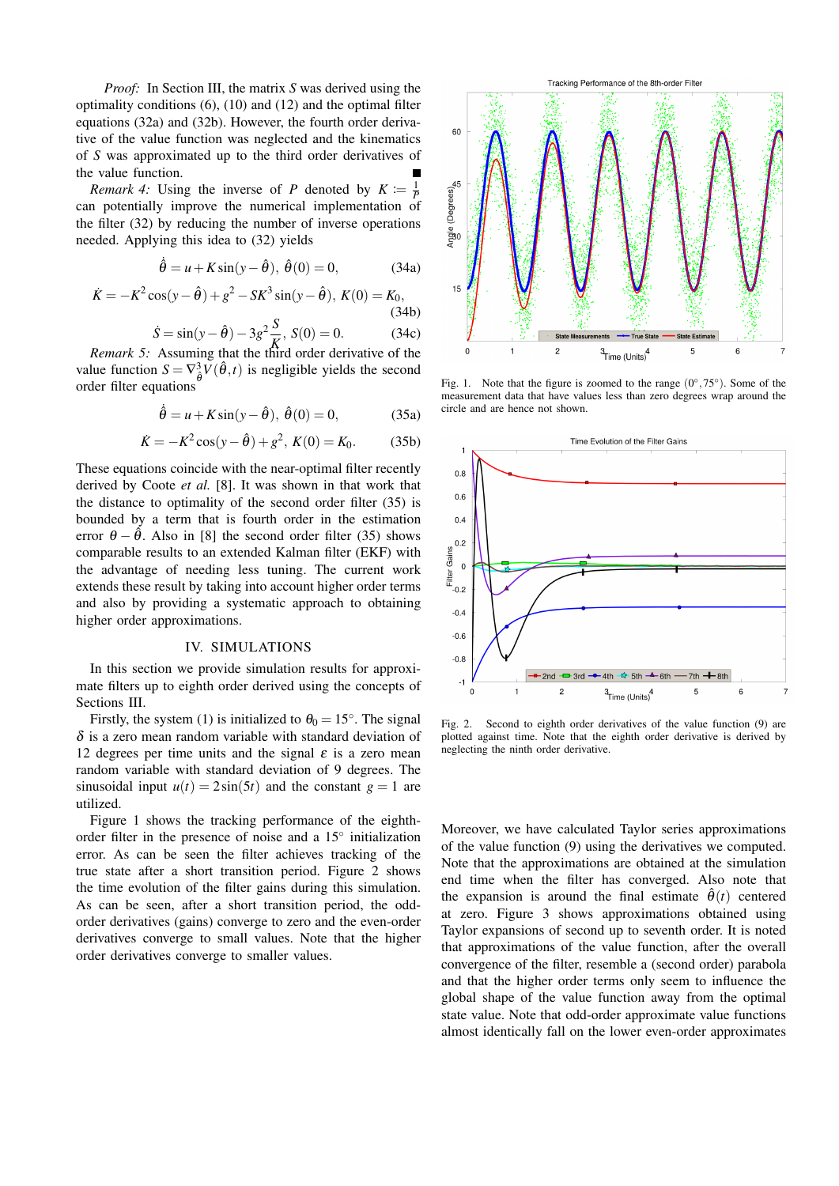*Proof:* In Section III, the matrix $S$ was derived using the optimality conditions (6), (10) and (12) and the optimal filter equations (32a) and (32b). However, the fourth order derivative of the value function was neglected and the kinematics of $S$ was approximated up to the third order derivatives of the value function. ∎

*Remark 4:* Using the inverse of $P$ denoted by $K := \frac{1}{P}$ can potentially improve the numerical implementation of the filter (32) by reducing the number of inverse operations needed. Applying this idea to (32) yields

$$\dot{\hat{\theta}} = u + K\sin(y - \hat{\theta}),\ \hat{\theta}(0) = 0, \tag{34a}$$

$$\dot{K} = -K^2\cos(y - \hat{\theta}) + g^2 - SK^3\sin(y - \hat{\theta}),\ K(0) = K_0, \tag{34b}$$

$$\dot{S} = \sin(y - \hat{\theta}) - 3g^2\frac{S}{K},\ S(0) = 0. \tag{34c}$$

*Remark 5:* Assuming that the third order derivative of the value function $S = \nabla^3_{\hat{\theta}} V(\hat{\theta}, t)$ is negligible yields the second order filter equations

$$\dot{\hat{\theta}} = u + K\sin(y - \hat{\theta}),\ \hat{\theta}(0) = 0, \tag{35a}$$

$$\dot{K} = -K^2\cos(y - \hat{\theta}) + g^2,\ K(0) = K_0. \tag{35b}$$

These equations coincide with the near-optimal filter recently derived by Coote *et al.* [8]. It was shown in that work that the distance to optimality of the second order filter (35) is bounded by a term that is fourth order in the estimation error $\theta - \hat{\theta}$. Also in [8] the second order filter (35) shows comparable results to an extended Kalman filter (EKF) with the advantage of needing less tuning. The current work extends these result by taking into account higher order terms and also by providing a systematic approach to obtaining higher order approximations.

## IV. SIMULATIONS

In this section we provide simulation results for approximate filters up to eighth order derived using the concepts of Sections III.

Firstly, the system (1) is initialized to $\theta_0 = 15°$. The signal $\delta$ is a zero mean random variable with standard deviation of 12 degrees per time units and the signal $\varepsilon$ is a zero mean random variable with standard deviation of 9 degrees. The sinusoidal input $u(t) = 2\sin(5t)$ and the constant $g = 1$ are utilized.

Figure 1 shows the tracking performance of the eighth-order filter in the presence of noise and a 15° initialization error. As can be seen the filter achieves tracking of the true state after a short transition period. Figure 2 shows the time evolution of the filter gains during this simulation. As can be seen, after a short transition period, the odd-order derivatives (gains) converge to zero and the even-order derivatives converge to small values. Note that the higher order derivatives converge to smaller values.

Fig. 1. Note that the figure is zoomed to the range $(0°, 75°)$. Some of the measurement data that have values less than zero degrees wrap around the circle and are hence not shown.

Fig. 2. Second to eighth order derivatives of the value function (9) are plotted against time. Note that the eighth order derivative is derived by neglecting the ninth order derivative.

Moreover, we have calculated Taylor series approximations of the value function (9) using the derivatives we computed. Note that the approximations are obtained at the simulation end time when the filter has converged. Also note that the expansion is around the final estimate $\hat{\theta}(t)$ centered at zero. Figure 3 shows approximations obtained using Taylor expansions of second up to seventh order. It is noted that approximations of the value function, after the overall convergence of the filter, resemble a (second order) parabola and that the higher order terms only seem to influence the global shape of the value function away from the optimal state value. Note that odd-order approximate value functions almost identically fall on the lower even-order approximates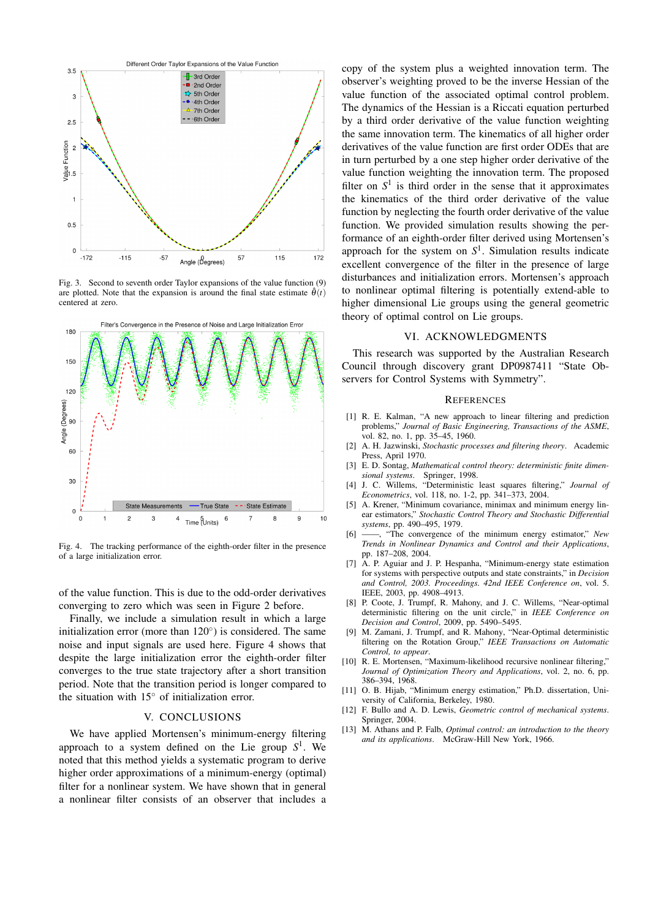Different Order Taylor Expansions of the Value Function

3rd Order
2nd Order
5th Order
4th Order
7th Order
6th Order

Value Function

3.5
3
2.5
2
1.5
1
0.5
0

-172 -115 -57 0 57 115 172

Angle (Degrees)

Fig. 3. Second to seventh order Taylor expansions of the value function (9) are plotted. Note that the expansion is around the final state estimate $\hat{\theta}(t)$ centered at zero.

Filter's Convergence in the Presence of Noise and Large Initialization Error

Angle (Degrees)

180
150
120
90
60
30
0

State Measurements
True State
State Estimate

0 1 2 3 4 5 6 7 8 9 10

Time (Units)

Fig. 4. The tracking performance of the eighth-order filter in the presence of a large initialization error.

of the value function. This is due to the odd-order derivatives converging to zero which was seen in Figure 2 before.

Finally, we include a simulation result in which a large initialization error (more than $120^\circ$) is considered. The same noise and input signals are used here. Figure 4 shows that despite the large initialization error the eighth-order filter converges to the true state trajectory after a short transition period. Note that the transition period is longer compared to the situation with $15^\circ$ of initialization error.

## V. CONCLUSIONS

We have applied Mortensen's minimum-energy filtering approach to a system defined on the Lie group $S^1$. We noted that this method yields a systematic program to derive higher order approximations of a minimum-energy (optimal) filter for a nonlinear system. We have shown that in general a nonlinear filter consists of an observer that includes a copy of the system plus a weighted innovation term. The observer's weighting proved to be the inverse Hessian of the value function of the associated optimal control problem. The dynamics of the Hessian is a Riccati equation perturbed by a third order derivative of the value function weighting the same innovation term. The kinematics of all higher order derivatives of the value function are first order ODEs that are in turn perturbed by a one step higher order derivative of the value function weighting the innovation term. The proposed filter on $S^1$ is third order in the sense that it approximates the kinematics of the third order derivative of the value function by neglecting the fourth order derivative of the value function. We provided simulation results showing the performance of an eighth-order filter derived using Mortensen's approach for the system on $S^1$. Simulation results indicate excellent convergence of the filter in the presence of large disturbances and initialization errors. Mortensen's approach to nonlinear optimal filtering is potentially extend-able to higher dimensional Lie groups using the general geometric theory of optimal control on Lie groups.

## VI. ACKNOWLEDGMENTS

This research was supported by the Australian Research Council through discovery grant DP0987411 "State Observers for Control Systems with Symmetry".

## REFERENCES

[1] R. E. Kalman, "A new approach to linear filtering and prediction problems," *Journal of Basic Engineering, Transactions of the ASME*, vol. 82, no. 1, pp. 35–45, 1960.

[2] A. H. Jazwinski, *Stochastic processes and filtering theory*. Academic Press, April 1970.

[3] E. D. Sontag, *Mathematical control theory: deterministic finite dimensional systems*. Springer, 1998.

[4] J. C. Willems, "Deterministic least squares filtering," *Journal of Econometrics*, vol. 118, no. 1-2, pp. 341–373, 2004.

[5] A. Krener, "Minimum covariance, minimax and minimum energy linear estimators," *Stochastic Control Theory and Stochastic Differential systems*, pp. 490–495, 1979.

[6] ——, "The convergence of the minimum energy estimator," *New Trends in Nonlinear Dynamics and Control and their Applications*, pp. 187–208, 2004.

[7] A. P. Aguiar and J. P. Hespanha, "Minimum-energy state estimation for systems with perspective outputs and state constraints," in *Decision and Control, 2003. Proceedings. 42nd IEEE Conference on*, vol. 5. IEEE, 2003, pp. 4908–4913.

[8] P. Coote, J. Trumpf, R. Mahony, and J. C. Willems, "Near-optimal deterministic filtering on the unit circle," in *IEEE Conference on Decision and Control*, 2009, pp. 5490–5495.

[9] M. Zamani, J. Trumpf, and R. Mahony, "Near-Optimal deterministic filtering on the Rotation Group," *IEEE Transactions on Automatic Control, to appear*.

[10] R. E. Mortensen, "Maximum-likelihood recursive nonlinear filtering," *Journal of Optimization Theory and Applications*, vol. 2, no. 6, pp. 386–394, 1968.

[11] O. B. Hijab, "Minimum energy estimation," Ph.D. dissertation, University of California, Berkeley, 1980.

[12] F. Bullo and A. D. Lewis, *Geometric control of mechanical systems*. Springer, 2004.

[13] M. Athans and P. Falb, *Optimal control: an introduction to the theory and its applications*. McGraw-Hill New York, 1966.